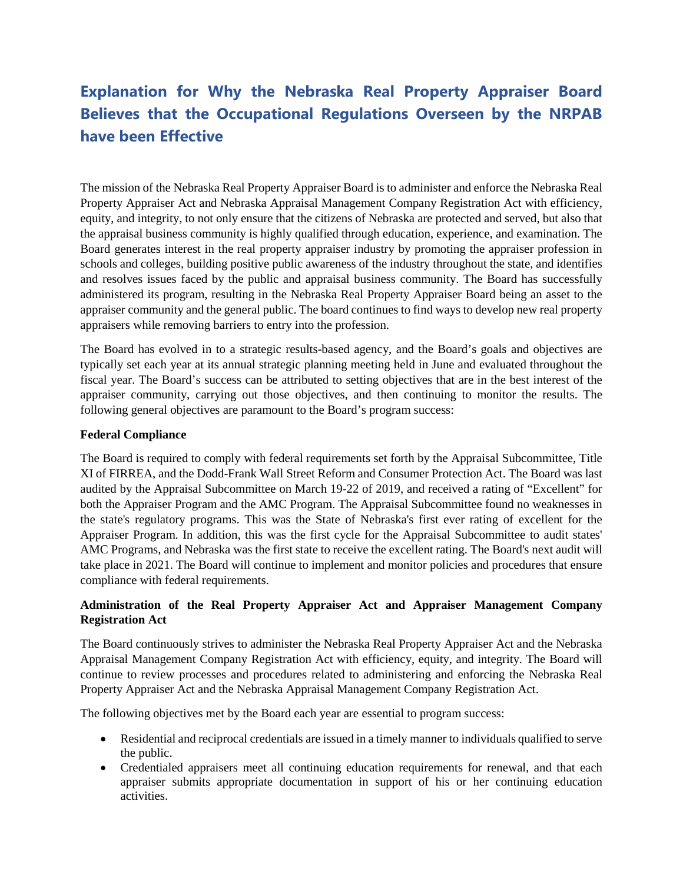# Explanation for Why the Nebraska Real Property Appraiser Board Believes that the Occupational Regulations Overseen by the NRPAB have been Effective

The mission of the Nebraska Real Property Appraiser Board is to administer and enforce the Nebraska Real Property Appraiser Act and Nebraska Appraisal Management Company Registration Act with efficiency, equity, and integrity, to not only ensure that the citizens of Nebraska are protected and served, but also that the appraisal business community is highly qualified through education, experience, and examination. The Board generates interest in the real property appraiser industry by promoting the appraiser profession in schools and colleges, building positive public awareness of the industry throughout the state, and identifies and resolves issues faced by the public and appraisal business community. The Board has successfully administered its program, resulting in the Nebraska Real Property Appraiser Board being an asset to the appraiser community and the general public. The board continues to find ways to develop new real property appraisers while removing barriers to entry into the profession.

The Board has evolved in to a strategic results-based agency, and the Board's goals and objectives are typically set each year at its annual strategic planning meeting held in June and evaluated throughout the fiscal year. The Board's success can be attributed to setting objectives that are in the best interest of the appraiser community, carrying out those objectives, and then continuing to monitor the results. The following general objectives are paramount to the Board's program success:

**Federal Compliance**

The Board is required to comply with federal requirements set forth by the Appraisal Subcommittee, Title XI of FIRREA, and the Dodd-Frank Wall Street Reform and Consumer Protection Act. The Board was last audited by the Appraisal Subcommittee on March 19-22 of 2019, and received a rating of "Excellent" for both the Appraiser Program and the AMC Program. The Appraisal Subcommittee found no weaknesses in the state's regulatory programs. This was the State of Nebraska's first ever rating of excellent for the Appraiser Program. In addition, this was the first cycle for the Appraisal Subcommittee to audit states' AMC Programs, and Nebraska was the first state to receive the excellent rating. The Board's next audit will take place in 2021. The Board will continue to implement and monitor policies and procedures that ensure compliance with federal requirements.

**Administration of the Real Property Appraiser Act and Appraiser Management Company Registration Act**

The Board continuously strives to administer the Nebraska Real Property Appraiser Act and the Nebraska Appraisal Management Company Registration Act with efficiency, equity, and integrity. The Board will continue to review processes and procedures related to administering and enforcing the Nebraska Real Property Appraiser Act and the Nebraska Appraisal Management Company Registration Act.

The following objectives met by the Board each year are essential to program success:

- Residential and reciprocal credentials are issued in a timely manner to individuals qualified to serve the public.
- Credentialed appraisers meet all continuing education requirements for renewal, and that each appraiser submits appropriate documentation in support of his or her continuing education activities.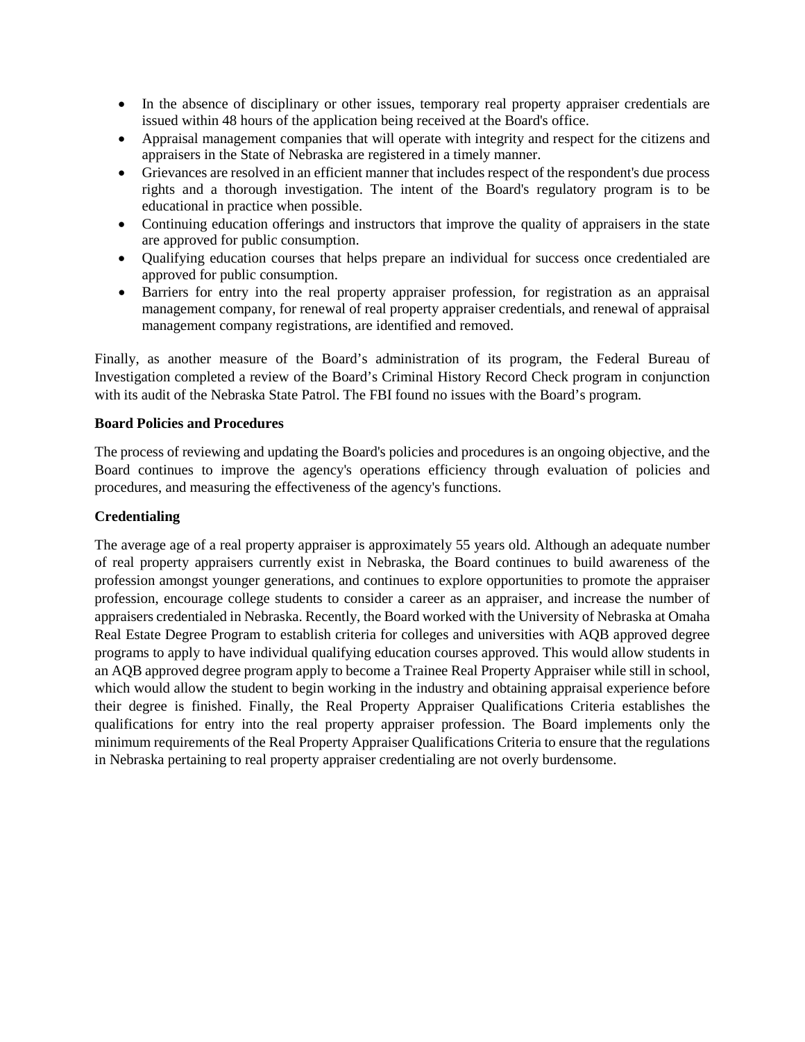- In the absence of disciplinary or other issues, temporary real property appraiser credentials are issued within 48 hours of the application being received at the Board's office.
- Appraisal management companies that will operate with integrity and respect for the citizens and appraisers in the State of Nebraska are registered in a timely manner.
- Grievances are resolved in an efficient manner that includes respect of the respondent's due process rights and a thorough investigation. The intent of the Board's regulatory program is to be educational in practice when possible.
- Continuing education offerings and instructors that improve the quality of appraisers in the state are approved for public consumption.
- Qualifying education courses that helps prepare an individual for success once credentialed are approved for public consumption.
- Barriers for entry into the real property appraiser profession, for registration as an appraisal management company, for renewal of real property appraiser credentials, and renewal of appraisal management company registrations, are identified and removed.

Finally, as another measure of the Board's administration of its program, the Federal Bureau of Investigation completed a review of the Board's Criminal History Record Check program in conjunction with its audit of the Nebraska State Patrol. The FBI found no issues with the Board's program.

**Board Policies and Procedures**

The process of reviewing and updating the Board's policies and procedures is an ongoing objective, and the Board continues to improve the agency's operations efficiency through evaluation of policies and procedures, and measuring the effectiveness of the agency's functions.

**Credentialing**

The average age of a real property appraiser is approximately 55 years old. Although an adequate number of real property appraisers currently exist in Nebraska, the Board continues to build awareness of the profession amongst younger generations, and continues to explore opportunities to promote the appraiser profession, encourage college students to consider a career as an appraiser, and increase the number of appraisers credentialed in Nebraska. Recently, the Board worked with the University of Nebraska at Omaha Real Estate Degree Program to establish criteria for colleges and universities with AQB approved degree programs to apply to have individual qualifying education courses approved. This would allow students in an AQB approved degree program apply to become a Trainee Real Property Appraiser while still in school, which would allow the student to begin working in the industry and obtaining appraisal experience before their degree is finished. Finally, the Real Property Appraiser Qualifications Criteria establishes the qualifications for entry into the real property appraiser profession. The Board implements only the minimum requirements of the Real Property Appraiser Qualifications Criteria to ensure that the regulations in Nebraska pertaining to real property appraiser credentialing are not overly burdensome.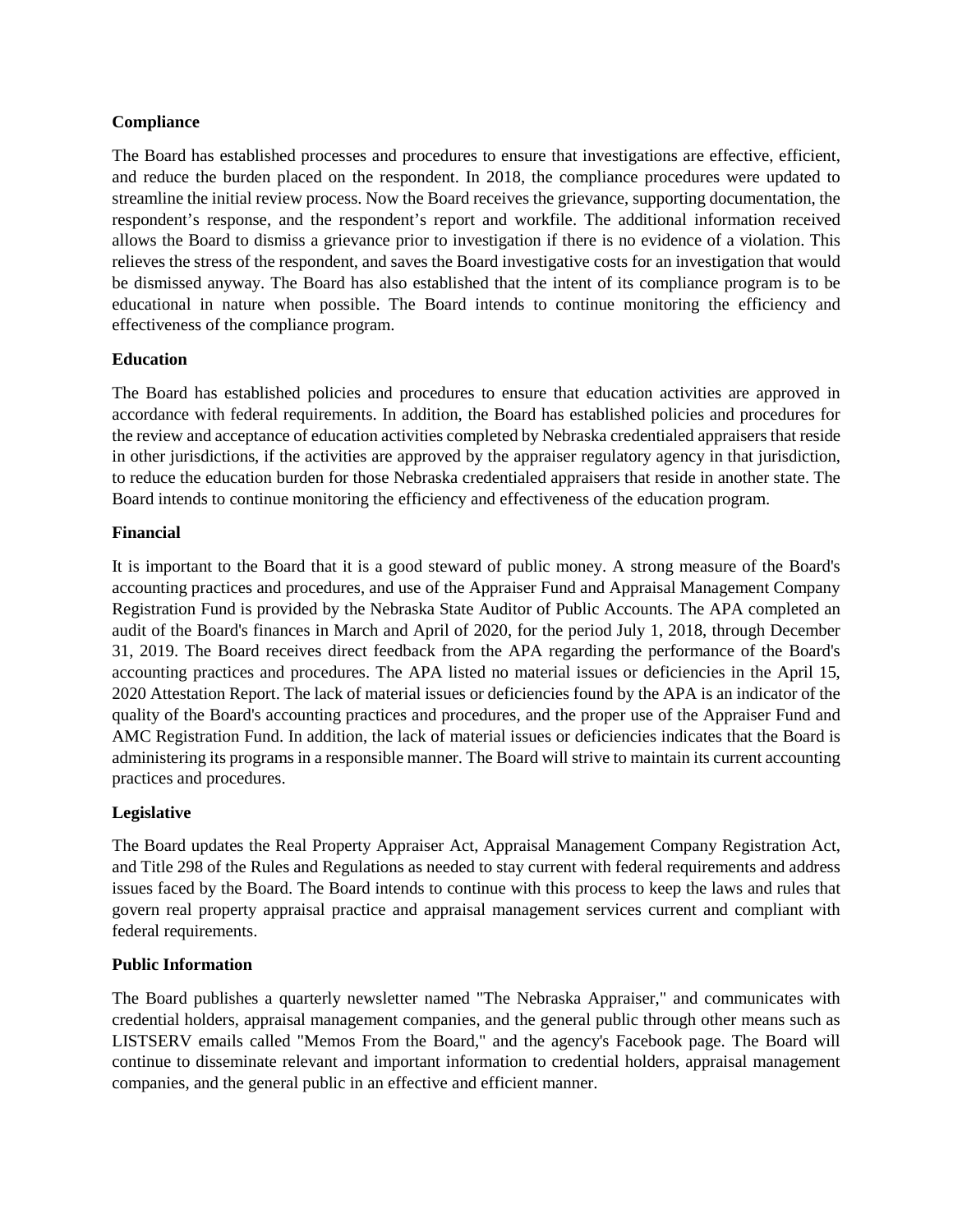**Compliance**

The Board has established processes and procedures to ensure that investigations are effective, efficient, and reduce the burden placed on the respondent. In 2018, the compliance procedures were updated to streamline the initial review process. Now the Board receives the grievance, supporting documentation, the respondent's response, and the respondent's report and workfile. The additional information received allows the Board to dismiss a grievance prior to investigation if there is no evidence of a violation. This relieves the stress of the respondent, and saves the Board investigative costs for an investigation that would be dismissed anyway. The Board has also established that the intent of its compliance program is to be educational in nature when possible. The Board intends to continue monitoring the efficiency and effectiveness of the compliance program.

**Education**

The Board has established policies and procedures to ensure that education activities are approved in accordance with federal requirements. In addition, the Board has established policies and procedures for the review and acceptance of education activities completed by Nebraska credentialed appraisers that reside in other jurisdictions, if the activities are approved by the appraiser regulatory agency in that jurisdiction, to reduce the education burden for those Nebraska credentialed appraisers that reside in another state. The Board intends to continue monitoring the efficiency and effectiveness of the education program.

**Financial**

It is important to the Board that it is a good steward of public money. A strong measure of the Board's accounting practices and procedures, and use of the Appraiser Fund and Appraisal Management Company Registration Fund is provided by the Nebraska State Auditor of Public Accounts. The APA completed an audit of the Board's finances in March and April of 2020, for the period July 1, 2018, through December 31, 2019. The Board receives direct feedback from the APA regarding the performance of the Board's accounting practices and procedures. The APA listed no material issues or deficiencies in the April 15, 2020 Attestation Report. The lack of material issues or deficiencies found by the APA is an indicator of the quality of the Board's accounting practices and procedures, and the proper use of the Appraiser Fund and AMC Registration Fund. In addition, the lack of material issues or deficiencies indicates that the Board is administering its programs in a responsible manner. The Board will strive to maintain its current accounting practices and procedures.

**Legislative**

The Board updates the Real Property Appraiser Act, Appraisal Management Company Registration Act, and Title 298 of the Rules and Regulations as needed to stay current with federal requirements and address issues faced by the Board. The Board intends to continue with this process to keep the laws and rules that govern real property appraisal practice and appraisal management services current and compliant with federal requirements.

**Public Information**

The Board publishes a quarterly newsletter named "The Nebraska Appraiser," and communicates with credential holders, appraisal management companies, and the general public through other means such as LISTSERV emails called "Memos From the Board," and the agency's Facebook page. The Board will continue to disseminate relevant and important information to credential holders, appraisal management companies, and the general public in an effective and efficient manner.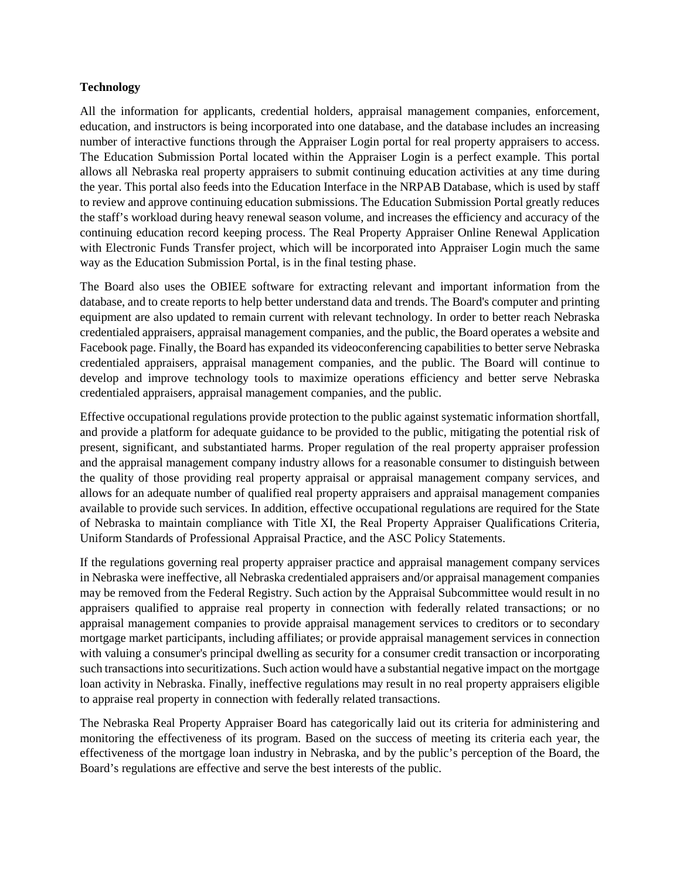**Technology**

All the information for applicants, credential holders, appraisal management companies, enforcement, education, and instructors is being incorporated into one database, and the database includes an increasing number of interactive functions through the Appraiser Login portal for real property appraisers to access. The Education Submission Portal located within the Appraiser Login is a perfect example. This portal allows all Nebraska real property appraisers to submit continuing education activities at any time during the year. This portal also feeds into the Education Interface in the NRPAB Database, which is used by staff to review and approve continuing education submissions. The Education Submission Portal greatly reduces the staff's workload during heavy renewal season volume, and increases the efficiency and accuracy of the continuing education record keeping process. The Real Property Appraiser Online Renewal Application with Electronic Funds Transfer project, which will be incorporated into Appraiser Login much the same way as the Education Submission Portal, is in the final testing phase.

The Board also uses the OBIEE software for extracting relevant and important information from the database, and to create reports to help better understand data and trends. The Board's computer and printing equipment are also updated to remain current with relevant technology. In order to better reach Nebraska credentialed appraisers, appraisal management companies, and the public, the Board operates a website and Facebook page. Finally, the Board has expanded its videoconferencing capabilities to better serve Nebraska credentialed appraisers, appraisal management companies, and the public. The Board will continue to develop and improve technology tools to maximize operations efficiency and better serve Nebraska credentialed appraisers, appraisal management companies, and the public.

Effective occupational regulations provide protection to the public against systematic information shortfall, and provide a platform for adequate guidance to be provided to the public, mitigating the potential risk of present, significant, and substantiated harms. Proper regulation of the real property appraiser profession and the appraisal management company industry allows for a reasonable consumer to distinguish between the quality of those providing real property appraisal or appraisal management company services, and allows for an adequate number of qualified real property appraisers and appraisal management companies available to provide such services. In addition, effective occupational regulations are required for the State of Nebraska to maintain compliance with Title XI, the Real Property Appraiser Qualifications Criteria, Uniform Standards of Professional Appraisal Practice, and the ASC Policy Statements.

If the regulations governing real property appraiser practice and appraisal management company services in Nebraska were ineffective, all Nebraska credentialed appraisers and/or appraisal management companies may be removed from the Federal Registry. Such action by the Appraisal Subcommittee would result in no appraisers qualified to appraise real property in connection with federally related transactions; or no appraisal management companies to provide appraisal management services to creditors or to secondary mortgage market participants, including affiliates; or provide appraisal management services in connection with valuing a consumer's principal dwelling as security for a consumer credit transaction or incorporating such transactions into securitizations. Such action would have a substantial negative impact on the mortgage loan activity in Nebraska. Finally, ineffective regulations may result in no real property appraisers eligible to appraise real property in connection with federally related transactions.

The Nebraska Real Property Appraiser Board has categorically laid out its criteria for administering and monitoring the effectiveness of its program. Based on the success of meeting its criteria each year, the effectiveness of the mortgage loan industry in Nebraska, and by the public's perception of the Board, the Board's regulations are effective and serve the best interests of the public.